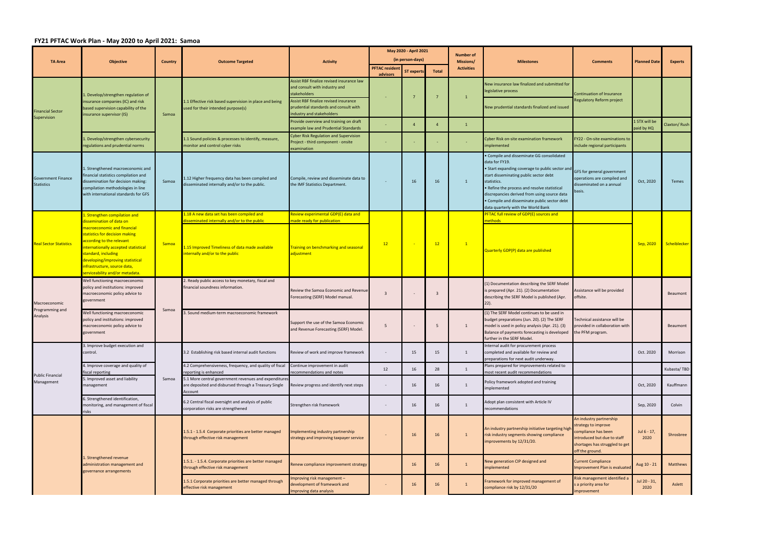## FY21 PFTAC Work Plan - May 2020 to April 2021: Samoa

| TA Area | Objective | Country | Outcome Targeted | Activity | May 2020 - April 2021 (in person-days) | | | Number of Missions/ Activities | Milestones | Comments | Planned Date | Experts |
|---|---|---|---|---|---|---|---|---|---|---|---|---|
| | | | | | PFTAC resident advisors | ST experts | Total | | | | | |
| Financial Sector Supervision | 1. Develop/strengthen regulation of insurance companies (IC) and risk based supervision capability of the insurance supervisor (IS) | Samoa | 1.1 Effective risk based supervision in place and being used for their intended purpose(s) | Assist RBF finalize revised insurance law and consult with industry and stakeholders | - | 7 | 7 | 1 | New insurance law finalized and submitted for legislative process | Continuation of Insurance Regulatory Reform project | | |
| | | | | Assist RBF finalize revised insurance prudential standards and consult with industry and stakeholders | | | | | New prudential standards finalized and issued | | | |
| | | | | Provide overview and training on draft example law and Prudential Standards | - | 4 | 4 | 1 | | | 1 STX will be paid by HQ | Claxton/ Rush |
| | 1. Develop/strengthen cybersecurity regulations and prudential norms | | 1.1 Sound policies & processes to identify, measure, monitor and control cyber risks | Cyber Risk Regulation and Supervision Project - third component - onsite examination | - | - | - | - | Cyber Risk on-site examination framework implemented | FY22 - On-site examinations to include regional participants | | |
| Government Finance Statistics | 1. Strengthened macroeconomic and financial statistics compilation and dissemination for decision making: compilation methodologies in line with international standards for GFS | Samoa | 1.12 Higher frequency data has been compiled and disseminated internally and/or to the public. | Compile, review and disseminate data to the IMF Statistics Department. | - | 16 | 16 | 1 | • Compile and disseminate GG consolidated data for FY19.<br>• Start expanding coverage to public sector and start disseminating public sector debt statistics.<br>• Refine the process and resolve statistical discrepancies derived from using source data<br>• Compile and disseminate public sector debt data quarterly with the World Bank | GFS for general government operations are compiled and disseminated on a annual basis. | Oct, 2020 | Temes |
| Real Sector Statistics | 1. Strengthen compilation and dissemination of data on macroeconomic and financial statistics for decision making according to the relevant internationally accepted statistical standard, including developing/improving statistical infrastructure, source data, serviceability and/or metadata. | Samoa | 1.18 A new data set has been compiled and disseminated internally and/or to the public | Review experimental GDP(E) data and made ready for publication | 12 | - | 12 | 1 | PFTAC full review of GDP(E) sources and methods | | Sep, 2020 | Scheiblecker |
| | | | 1.15 Improved Timeliness of data made available internally and/or to the public | Training on benchmarking and seasonal adjustment | | | | | Quarterly GDP(P) data are published | | | |
| Macroeconomic Programming and Analysis | Well functioning macroeconomic policy and institutions: improved macroeconomic policy advice to government | Samoa | 2. Ready public access to key monetary, fiscal and financial soundness information. | Review the Samoa Economic and Revenue Forecasting (SERF) Model manual. | 3 | - | 3 | | (1) Documentation describing the SERF Model is prepared (Apr. 21). (2) Documentation describing the SERF Model is published (Apr. 22). | Assistance will be provided offsite. | | Beaumont |
| | Well functioning macroeconomic policy and institutions: improved macroeconomic policy advice to government | | 3. Sound medium-term macroeconomic framework | Support the use of the Samoa Economic and Revenue Forecasting (SERF) Model. | 5 | - | 5 | 1 | (1) The SERF Model continues to be used in budget preparations (Jun. 20). (2) The SERF model is used in policy analysis (Apr. 21). (3) Balance of payments forecasting is developed further in the SERF Model. | Technical assistance will be provided in collaboration with the PFM program. | | Beaumont |
| Public Financial Management | 3. Improve budget execution and control. | Samoa | 3.2 Establishing risk based internal audit functions | Review of work and improve framework | - | 15 | 15 | 1 | Internal audit for procurement process completed and available for review and preparations for next audit underway. | | Oct. 2020 | Morrison |
| | 4. Improve coverage and quality of fiscal reporting | | 4.2 Comprehensiveness, frequency, and quality of fiscal reporting is enhanced | Continue improvement in audit recommendations and notes | 12 | 16 | 28 | 1 | Plans prepared for improvements related to most recent audit recommendations | | | Kubasta/ TBD |
| | 5. Improved asset and liability management | | 5.1 More central government revenues and expenditures are deposited and disbursed through a Treasury Single Account | Review progress and identify next steps | - | 16 | 16 | 1 | Policy framework adopted and training implemented | | Oct, 2020 | Kauffmann |
| | 6. Strengthened identification, monitoring, and management of fiscal risks | | 6.2 Central fiscal oversight and analysis of public corporation risks are strengthened | Strengthen risk framework | - | 16 | 16 | 1 | Adopt plan consistent with Article IV recommendations | | Sep, 2020 | Colvin |
| | 1. Strengthened revenue administration management and governance arrangements | | 1.5.1 - 1.5.4 Corporate priorities are better managed through effective risk management | Implementing industry partnership strategy and improving taxpayer service | - | 16 | 16 | 1 | An industry partnership initiative targeting high risk industry segments showing compliance improvements by 12/31/20. | An industry partnership strategy to improve compliance has been introduced but due to staff shortages has struggled to get off the ground. | Jul 6 - 17, 2020 | Shrosbree |
| | | | 1.5.1. - 1.5.4. Corporate priorities are better managed through effective risk management | Renew compliance improvement strategy | | 16 | 16 | 1 | New generation CIP designed and implemented | Current Compliance Improvement Plan is evaluated | Aug 10 - 21 | Matthews |
| | | | 1.5.1 Corporate priorities are better managed through effective risk management | Improving risk management – development of framework and Improving data analysis | - | 16 | 16 | 1 | Framework for improved management of compliance risk by 12/31/20 | Risk management identified a s a priority area for improvement | Jul 20 - 31, 2020 | Aslett |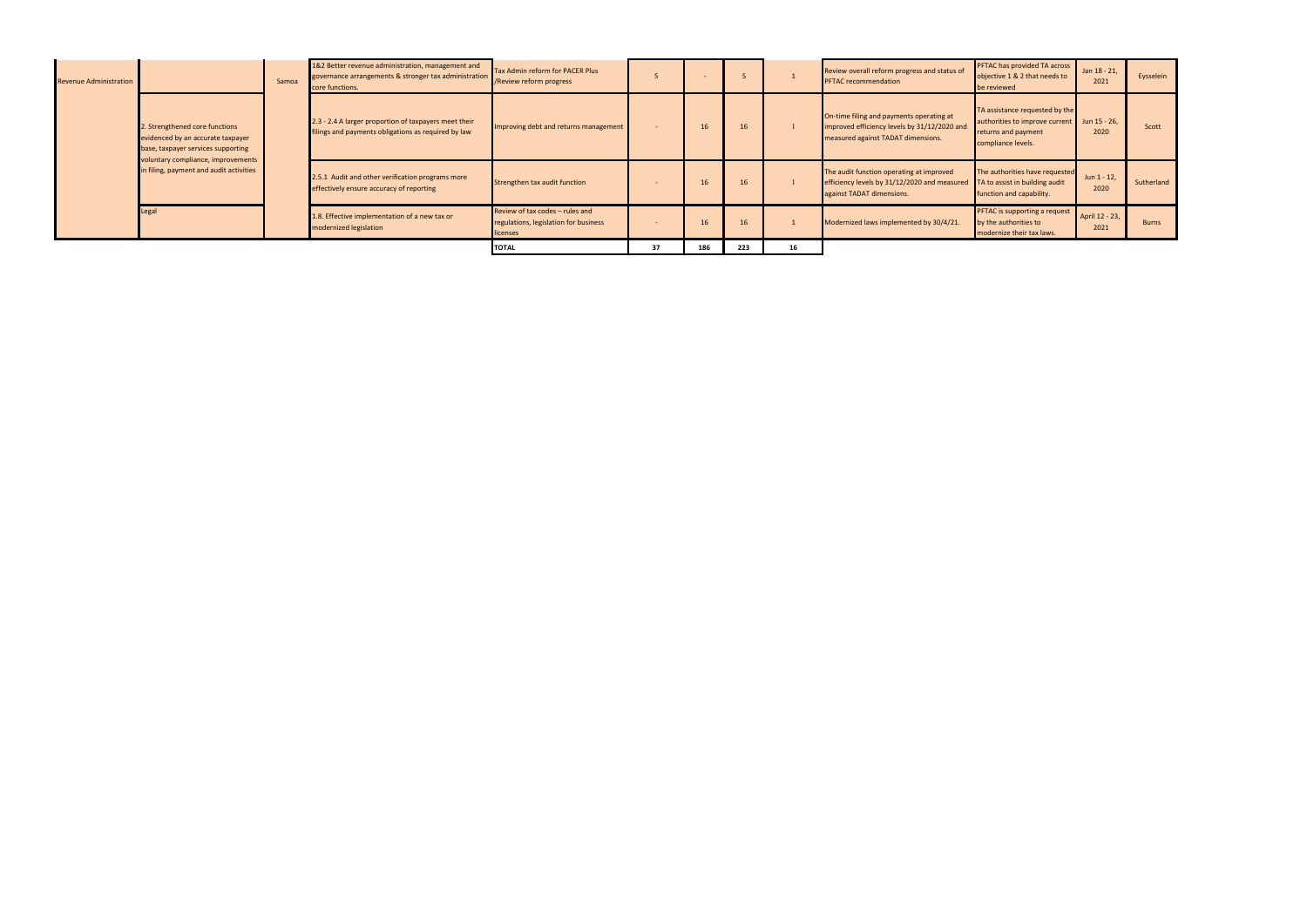| | | | | | | | | | | | | |
|---|---|---|---|---|---|---|---|---|---|---|---|---|
| Revenue Administration | | Samoa | 1&2 Better revenue administration, management and governance arrangements & stronger tax administration core functions. | Tax Admin reform for PACER Plus /Review reform progress | 5 | - | 5 | 1 | Review overall reform progress and status of PFTAC recommendation | PFTAC has provided TA across objective 1 & 2 that needs to be reviewed | Jan 18 - 21, 2021 | Eysselein |
| | 2. Strengthened core functions evidenced by an accurate taxpayer base, taxpayer services supporting voluntary compliance, improvements in filing, payment and audit activities | | 2.3 - 2.4 A larger proportion of taxpayers meet their filings and payments obligations as required by law | Improving debt and returns management | - | 16 | 16 | 1 | On-time filing and payments operating at improved efficiency levels by 31/12/2020 and measured against TADAT dimensions. | TA assistance requested by the authorities to improve current returns and payment compliance levels. | Jun 15 - 26, 2020 | Scott |
| | | | 2.5.1 Audit and other verification programs more effectively ensure accuracy of reporting | Strengthen tax audit function | - | 16 | 16 | 1 | The audit function operating at improved efficiency levels by 31/12/2020 and measured against TADAT dimensions. | The authorities have requested TA to assist in building audit function and capability. | Jun 1 - 12, 2020 | Sutherland |
| | Legal | | 1.8. Effective implementation of a new tax or modernized legislation | Review of tax codes – rules and regulations, legislation for business licenses | - | 16 | 16 | 1 | Modernized laws implemented by 30/4/21. | PFTAC is supporting a request by the authorities to modernize their tax laws. | April 12 - 23, 2021 | Burns |
| | | | | TOTAL | 37 | 186 | 223 | 16 | | | | |